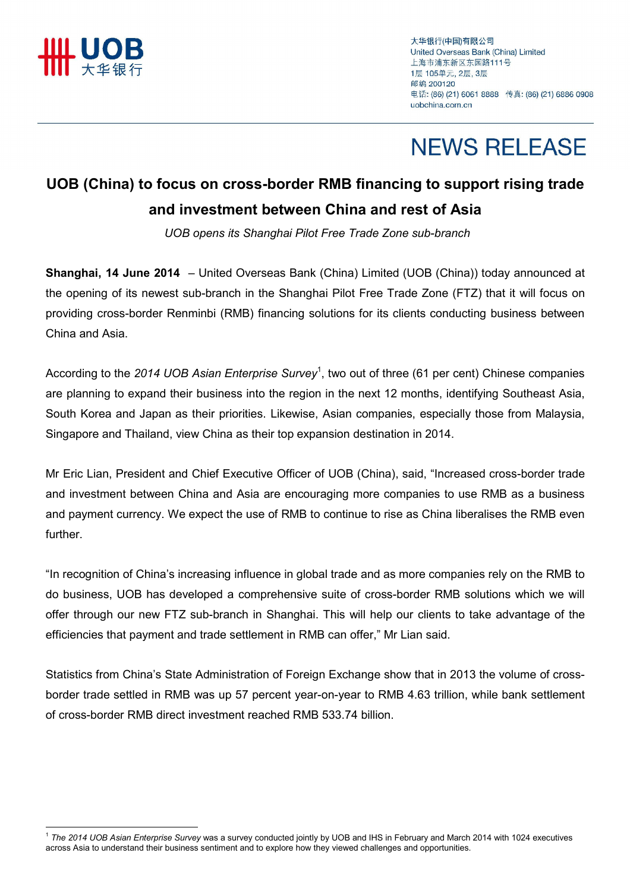大华银行(中国)有限公司
United Overseas Bank (China) Limited
上海市浦东新区东园路111号
1层 105单元, 2层, 3层
邮编 200120
电话: (86) (21) 6061 8888 传真: (86) (21) 6886 0908
uobchina.com.cn

# NEWS RELEASE

## UOB (China) to focus on cross-border RMB financing to support rising trade and investment between China and rest of Asia

*UOB opens its Shanghai Pilot Free Trade Zone sub-branch*

**Shanghai, 14 June 2014** – United Overseas Bank (China) Limited (UOB (China)) today announced at the opening of its newest sub-branch in the Shanghai Pilot Free Trade Zone (FTZ) that it will focus on providing cross-border Renminbi (RMB) financing solutions for its clients conducting business between China and Asia.

According to the *2014 UOB Asian Enterprise Survey*[1], two out of three (61 per cent) Chinese companies are planning to expand their business into the region in the next 12 months, identifying Southeast Asia, South Korea and Japan as their priorities. Likewise, Asian companies, especially those from Malaysia, Singapore and Thailand, view China as their top expansion destination in 2014.

Mr Eric Lian, President and Chief Executive Officer of UOB (China), said, "Increased cross-border trade and investment between China and Asia are encouraging more companies to use RMB as a business and payment currency. We expect the use of RMB to continue to rise as China liberalises the RMB even further.

"In recognition of China's increasing influence in global trade and as more companies rely on the RMB to do business, UOB has developed a comprehensive suite of cross-border RMB solutions which we will offer through our new FTZ sub-branch in Shanghai. This will help our clients to take advantage of the efficiencies that payment and trade settlement in RMB can offer," Mr Lian said.

Statistics from China's State Administration of Foreign Exchange show that in 2013 the volume of cross-border trade settled in RMB was up 57 percent year-on-year to RMB 4.63 trillion, while bank settlement of cross-border RMB direct investment reached RMB 533.74 billion.

---

[1] *The 2014 UOB Asian Enterprise Survey* was a survey conducted jointly by UOB and IHS in February and March 2014 with 1024 executives across Asia to understand their business sentiment and to explore how they viewed challenges and opportunities.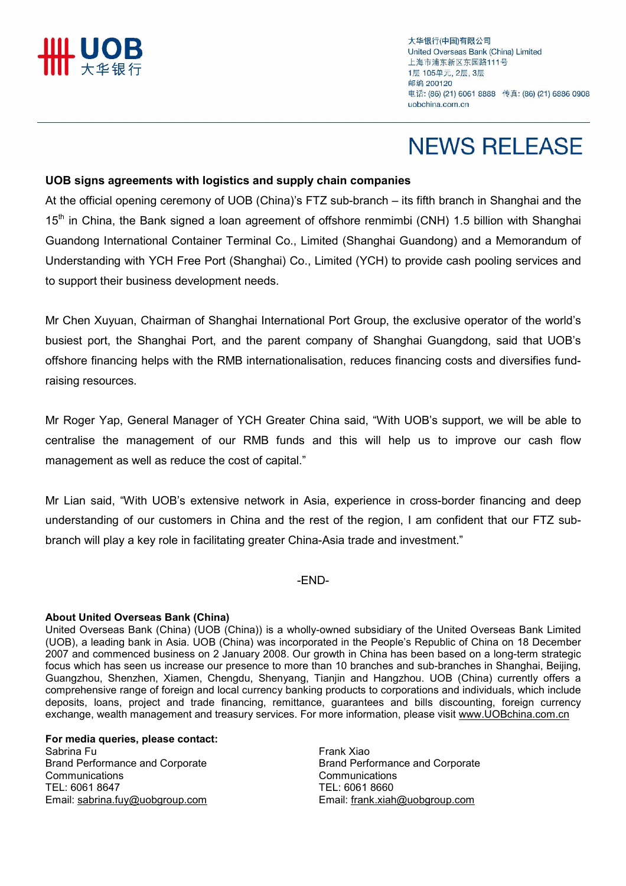## UOB signs agreements with logistics and supply chain companies

At the official opening ceremony of UOB (China)'s FTZ sub-branch – its fifth branch in Shanghai and the 15th in China, the Bank signed a loan agreement of offshore renminbi (CNH) 1.5 billion with Shanghai Guandong International Container Terminal Co., Limited (Shanghai Guandong) and a Memorandum of Understanding with YCH Free Port (Shanghai) Co., Limited (YCH) to provide cash pooling services and to support their business development needs.

Mr Chen Xuyuan, Chairman of Shanghai International Port Group, the exclusive operator of the world's busiest port, the Shanghai Port, and the parent company of Shanghai Guangdong, said that UOB's offshore financing helps with the RMB internationalisation, reduces financing costs and diversifies fund-raising resources.

Mr Roger Yap, General Manager of YCH Greater China said, "With UOB's support, we will be able to centralise the management of our RMB funds and this will help us to improve our cash flow management as well as reduce the cost of capital."

Mr Lian said, "With UOB's extensive network in Asia, experience in cross-border financing and deep understanding of our customers in China and the rest of the region, I am confident that our FTZ sub-branch will play a key role in facilitating greater China-Asia trade and investment."

-END-

**About United Overseas Bank (China)**

United Overseas Bank (China) (UOB (China)) is a wholly-owned subsidiary of the United Overseas Bank Limited (UOB), a leading bank in Asia. UOB (China) was incorporated in the People's Republic of China on 18 December 2007 and commenced business on 2 January 2008. Our growth in China has been based on a long-term strategic focus which has seen us increase our presence to more than 10 branches and sub-branches in Shanghai, Beijing, Guangzhou, Shenzhen, Xiamen, Chengdu, Shenyang, Tianjin and Hangzhou. UOB (China) currently offers a comprehensive range of foreign and local currency banking products to corporations and individuals, which include deposits, loans, project and trade financing, remittance, guarantees and bills discounting, foreign currency exchange, wealth management and treasury services. For more information, please visit www.UOBchina.com.cn

**For media queries, please contact:**

Sabrina Fu
Brand Performance and Corporate Communications
TEL: 6061 8647
Email: sabrina.fuy@uobgroup.com

Frank Xiao
Brand Performance and Corporate Communications
TEL: 6061 8660
Email: frank.xiah@uobgroup.com